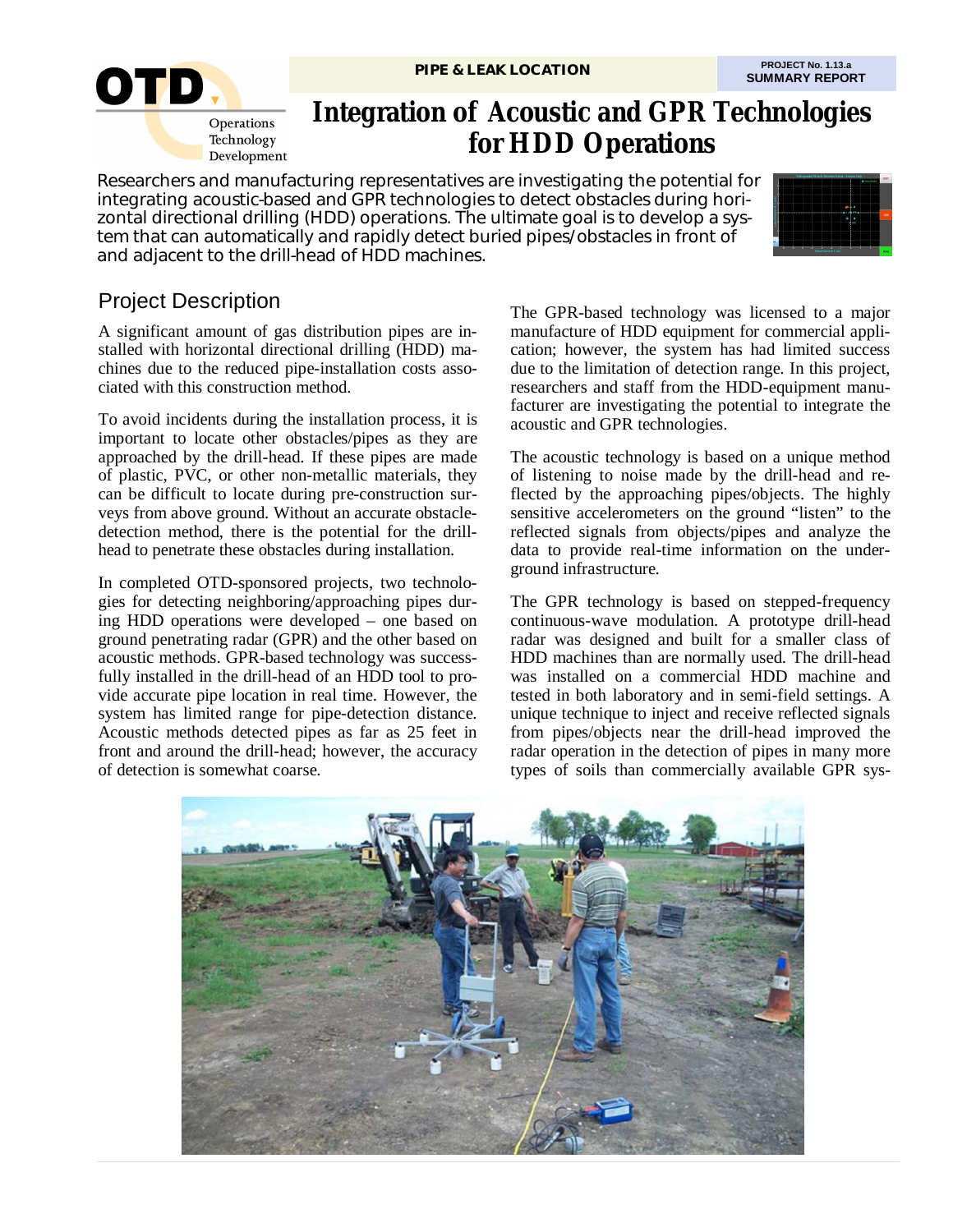OTD Operations Technology Development

PIPE & LEAK LOCATION

PROJECT No. 1.13.a
SUMMARY REPORT

# Integration of Acoustic and GPR Technologies for HDD Operations

Researchers and manufacturing representatives are investigating the potential for integrating acoustic-based and GPR technologies to detect obstacles during horizontal directional drilling (HDD) operations. The ultimate goal is to develop a system that can automatically and rapidly detect buried pipes/obstacles in front of and adjacent to the drill-head of HDD machines.

## Project Description

A significant amount of gas distribution pipes are installed with horizontal directional drilling (HDD) machines due to the reduced pipe-installation costs associated with this construction method.

To avoid incidents during the installation process, it is important to locate other obstacles/pipes as they are approached by the drill-head. If these pipes are made of plastic, PVC, or other non-metallic materials, they can be difficult to locate during pre-construction surveys from above ground. Without an accurate obstacle-detection method, there is the potential for the drill-head to penetrate these obstacles during installation.

In completed OTD-sponsored projects, two technologies for detecting neighboring/approaching pipes during HDD operations were developed – one based on ground penetrating radar (GPR) and the other based on acoustic methods. GPR-based technology was successfully installed in the drill-head of an HDD tool to provide accurate pipe location in real time. However, the system has limited range for pipe-detection distance. Acoustic methods detected pipes as far as 25 feet in front and around the drill-head; however, the accuracy of detection is somewhat coarse.

The GPR-based technology was licensed to a major manufacture of HDD equipment for commercial application; however, the system has had limited success due to the limitation of detection range. In this project, researchers and staff from the HDD-equipment manufacturer are investigating the potential to integrate the acoustic and GPR technologies.

The acoustic technology is based on a unique method of listening to noise made by the drill-head and reflected by the approaching pipes/objects. The highly sensitive accelerometers on the ground "listen" to the reflected signals from objects/pipes and analyze the data to provide real-time information on the underground infrastructure.

The GPR technology is based on stepped-frequency continuous-wave modulation. A prototype drill-head radar was designed and built for a smaller class of HDD machines than are normally used. The drill-head was installed on a commercial HDD machine and tested in both laboratory and in semi-field settings. A unique technique to inject and receive reflected signals from pipes/objects near the drill-head improved the radar operation in the detection of pipes in many more types of soils than commercially available GPR sys-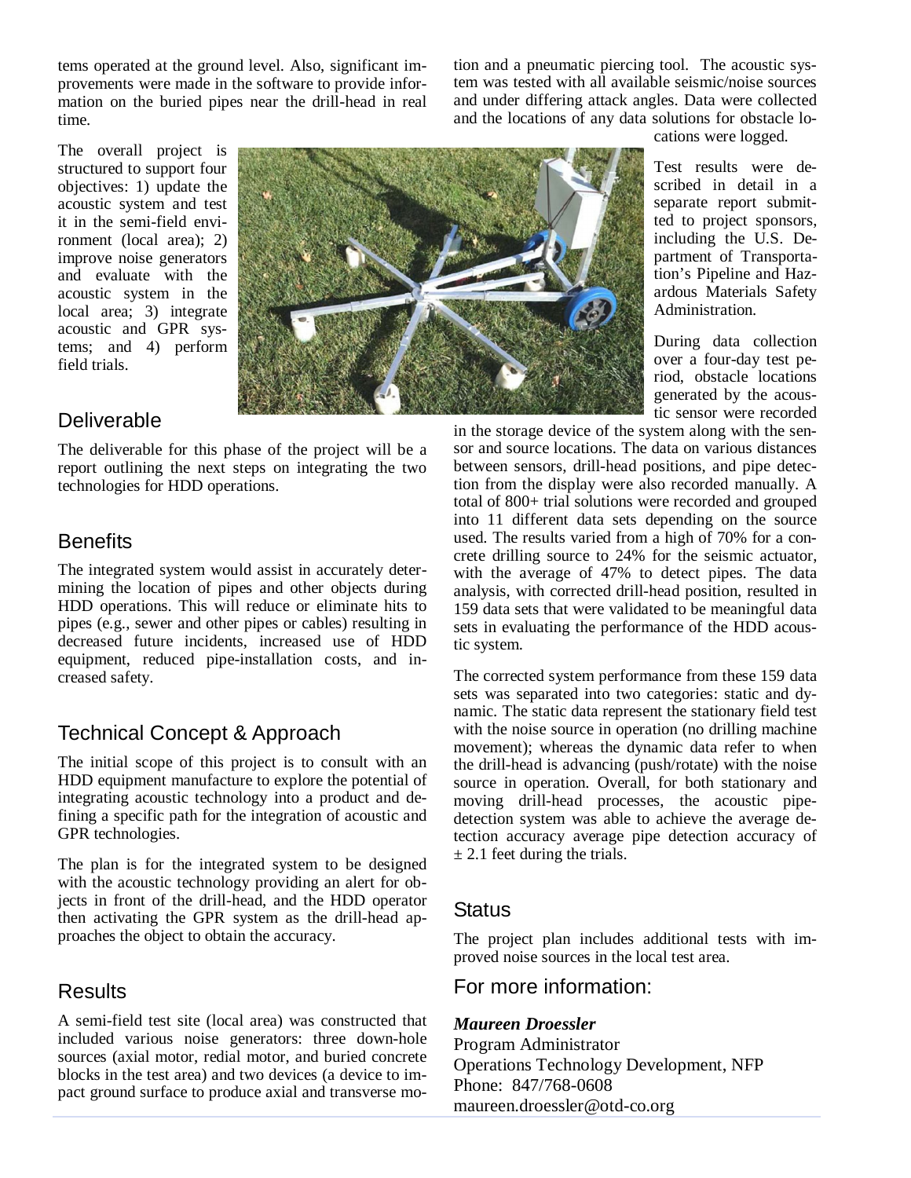tems operated at the ground level. Also, significant improvements were made in the software to provide information on the buried pipes near the drill-head in real time.

The overall project is structured to support four objectives: 1) update the acoustic system and test it in the semi-field environment (local area); 2) improve noise generators and evaluate with the acoustic system in the local area; 3) integrate acoustic and GPR systems; and 4) perform field trials.

## Deliverable

The deliverable for this phase of the project will be a report outlining the next steps on integrating the two technologies for HDD operations.

## Benefits

The integrated system would assist in accurately determining the location of pipes and other objects during HDD operations. This will reduce or eliminate hits to pipes (e.g., sewer and other pipes or cables) resulting in decreased future incidents, increased use of HDD equipment, reduced pipe-installation costs, and increased safety.

## Technical Concept & Approach

The initial scope of this project is to consult with an HDD equipment manufacture to explore the potential of integrating acoustic technology into a product and defining a specific path for the integration of acoustic and GPR technologies.

The plan is for the integrated system to be designed with the acoustic technology providing an alert for objects in front of the drill-head, and the HDD operator then activating the GPR system as the drill-head approaches the object to obtain the accuracy.

## Results

A semi-field test site (local area) was constructed that included various noise generators: three down-hole sources (axial motor, redial motor, and buried concrete blocks in the test area) and two devices (a device to impact ground surface to produce axial and transverse motion and a pneumatic piercing tool. The acoustic system was tested with all available seismic/noise sources and under differing attack angles. Data were collected and the locations of any data solutions for obstacle locations were logged.

Test results were described in detail in a separate report submitted to project sponsors, including the U.S. Department of Transportation's Pipeline and Hazardous Materials Safety Administration.

During data collection over a four-day test period, obstacle locations generated by the acoustic sensor were recorded in the storage device of the system along with the sensor and source locations. The data on various distances between sensors, drill-head positions, and pipe detection from the display were also recorded manually. A total of 800+ trial solutions were recorded and grouped into 11 different data sets depending on the source used. The results varied from a high of 70% for a concrete drilling source to 24% for the seismic actuator, with the average of 47% to detect pipes. The data analysis, with corrected drill-head position, resulted in 159 data sets that were validated to be meaningful data sets in evaluating the performance of the HDD acoustic system.

The corrected system performance from these 159 data sets was separated into two categories: static and dynamic. The static data represent the stationary field test with the noise source in operation (no drilling machine movement); whereas the dynamic data refer to when the drill-head is advancing (push/rotate) with the noise source in operation. Overall, for both stationary and moving drill-head processes, the acoustic pipe-detection system was able to achieve the average detection accuracy average pipe detection accuracy of ± 2.1 feet during the trials.

## Status

The project plan includes additional tests with improved noise sources in the local test area.

## For more information:

***Maureen Droessler***
Program Administrator
Operations Technology Development, NFP
Phone: 847/768-0608
maureen.droessler@otd-co.org